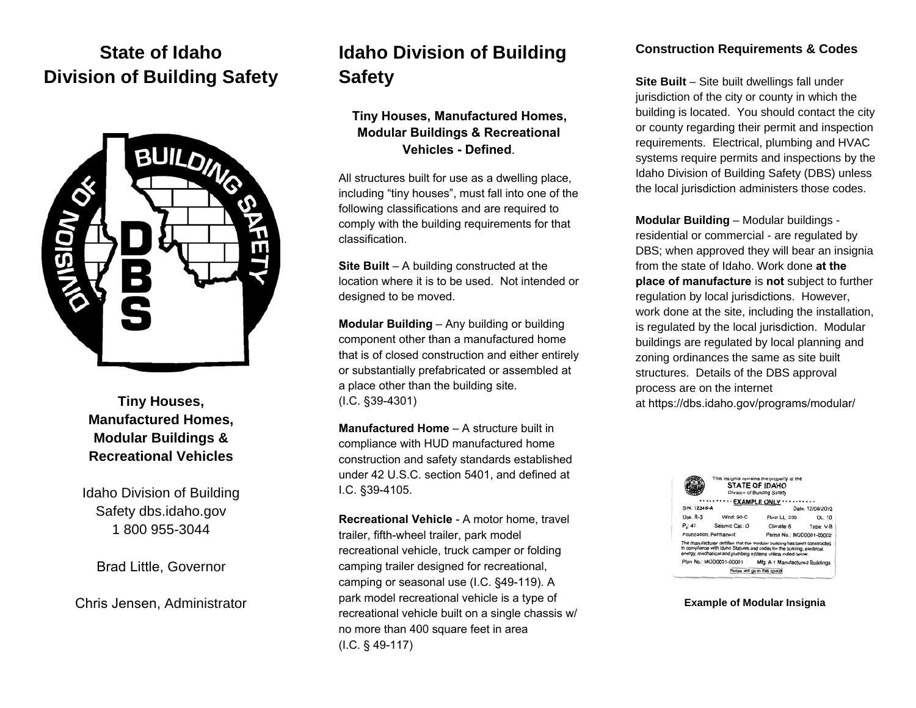# State of Idaho Division of Building Safety

**Tiny Houses, Manufactured Homes, Modular Buildings & Recreational Vehicles**

Idaho Division of Building Safety dbs.idaho.gov
1 800 955-3044

Brad Little, Governor

Chris Jensen, Administrator

# Idaho Division of Building Safety

### Tiny Houses, Manufactured Homes, Modular Buildings & Recreational Vehicles - Defined.

All structures built for use as a dwelling place, including "tiny houses", must fall into one of the following classifications and are required to comply with the building requirements for that classification.

**Site Built** – A building constructed at the location where it is to be used. Not intended or designed to be moved.

**Modular Building** – Any building or building component other than a manufactured home that is of closed construction and either entirely or substantially prefabricated or assembled at a place other than the building site.
(I.C. §39-4301)

**Manufactured Home** – A structure built in compliance with HUD manufactured home construction and safety standards established under 42 U.S.C. section 5401, and defined at I.C. §39-4105.

**Recreational Vehicle** - A motor home, travel trailer, fifth-wheel trailer, park model recreational vehicle, truck camper or folding camping trailer designed for recreational, camping or seasonal use (I.C. §49-119). A park model recreational vehicle is a type of recreational vehicle built on a single chassis w/ no more than 400 square feet in area
(I.C. § 49-117)

### Construction Requirements & Codes

**Site Built** – Site built dwellings fall under jurisdiction of the city or county in which the building is located. You should contact the city or county regarding their permit and inspection requirements. Electrical, plumbing and HVAC systems require permits and inspections by the Idaho Division of Building Safety (DBS) unless the local jurisdiction administers those codes.

**Modular Building** – Modular buildings - residential or commercial - are regulated by DBS; when approved they will bear an insignia from the state of Idaho. Work done **at the place of manufacture** is **not** subject to further regulation by local jurisdictions. However, work done at the site, including the installation, is regulated by the local jurisdiction. Modular buildings are regulated by local planning and zoning ordinances the same as site built structures. Details of the DBS approval process are on the internet at https://dbs.idaho.gov/programs/modular/

**Example of Modular Insignia**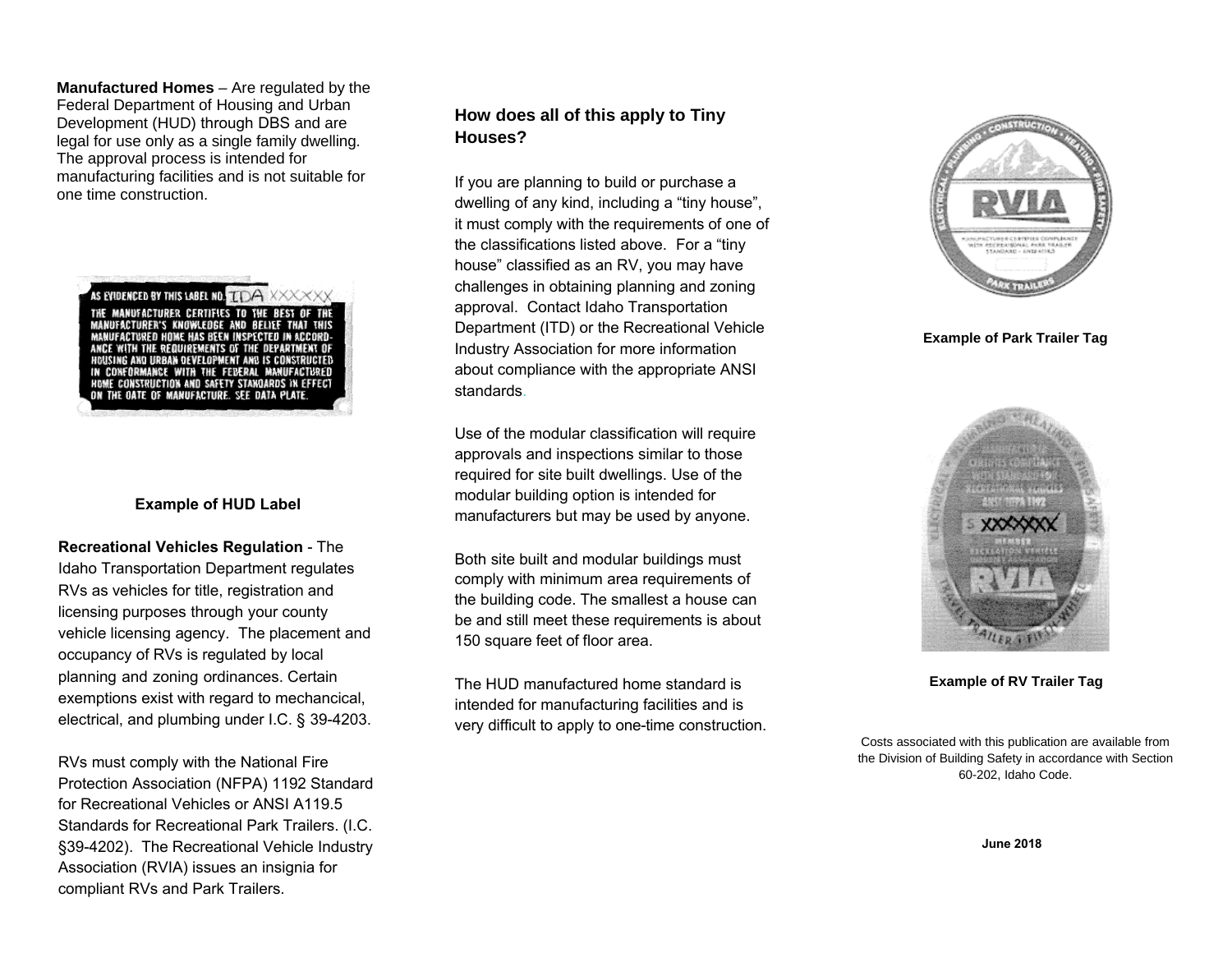**Manufactured Homes** – Are regulated by the Federal Department of Housing and Urban Development (HUD) through DBS and are legal for use only as a single family dwelling. The approval process is intended for manufacturing facilities and is not suitable for one time construction.

AS EVIDENCED BY THIS LABEL NO. IDA XXXXXX THE MANUFACTURER CERTIFIES TO THE BEST OF THE MANUFACTURER'S KNOWLEDGE AND BELIEF THAT THIS MANUFACTURED HOME HAS BEEN INSPECTED IN ACCORDANCE WITH THE REQUIREMENTS OF THE DEPARTMENT OF HOUSING AND URBAN DEVELOPMENT AND IS CONSTRUCTED IN CONFORMANCE WITH THE FEDERAL MANUFACTURED HOME CONSTRUCTION AND SAFETY STANDARDS IN EFFECT ON THE DATE OF MANUFACTURE. SEE DATA PLATE.

**Example of HUD Label**

**Recreational Vehicles Regulation** - The Idaho Transportation Department regulates RVs as vehicles for title, registration and licensing purposes through your county vehicle licensing agency. The placement and occupancy of RVs is regulated by local planning and zoning ordinances. Certain exemptions exist with regard to mechancical, electrical, and plumbing under I.C. § 39-4203.

RVs must comply with the National Fire Protection Association (NFPA) 1192 Standard for Recreational Vehicles or ANSI A119.5 Standards for Recreational Park Trailers. (I.C. §39-4202). The Recreational Vehicle Industry Association (RVIA) issues an insignia for compliant RVs and Park Trailers.

## How does all of this apply to Tiny Houses?

If you are planning to build or purchase a dwelling of any kind, including a "tiny house", it must comply with the requirements of one of the classifications listed above. For a "tiny house" classified as an RV, you may have challenges in obtaining planning and zoning approval. Contact Idaho Transportation Department (ITD) or the Recreational Vehicle Industry Association for more information about compliance with the appropriate ANSI standards.

Use of the modular classification will require approvals and inspections similar to those required for site built dwellings. Use of the modular building option is intended for manufacturers but may be used by anyone.

Both site built and modular buildings must comply with minimum area requirements of the building code. The smallest a house can be and still meet these requirements is about 150 square feet of floor area.

The HUD manufactured home standard is intended for manufacturing facilities and is very difficult to apply to one-time construction.

**Example of Park Trailer Tag**

**Example of RV Trailer Tag**

Costs associated with this publication are available from the Division of Building Safety in accordance with Section 60-202, Idaho Code.

**June 2018**